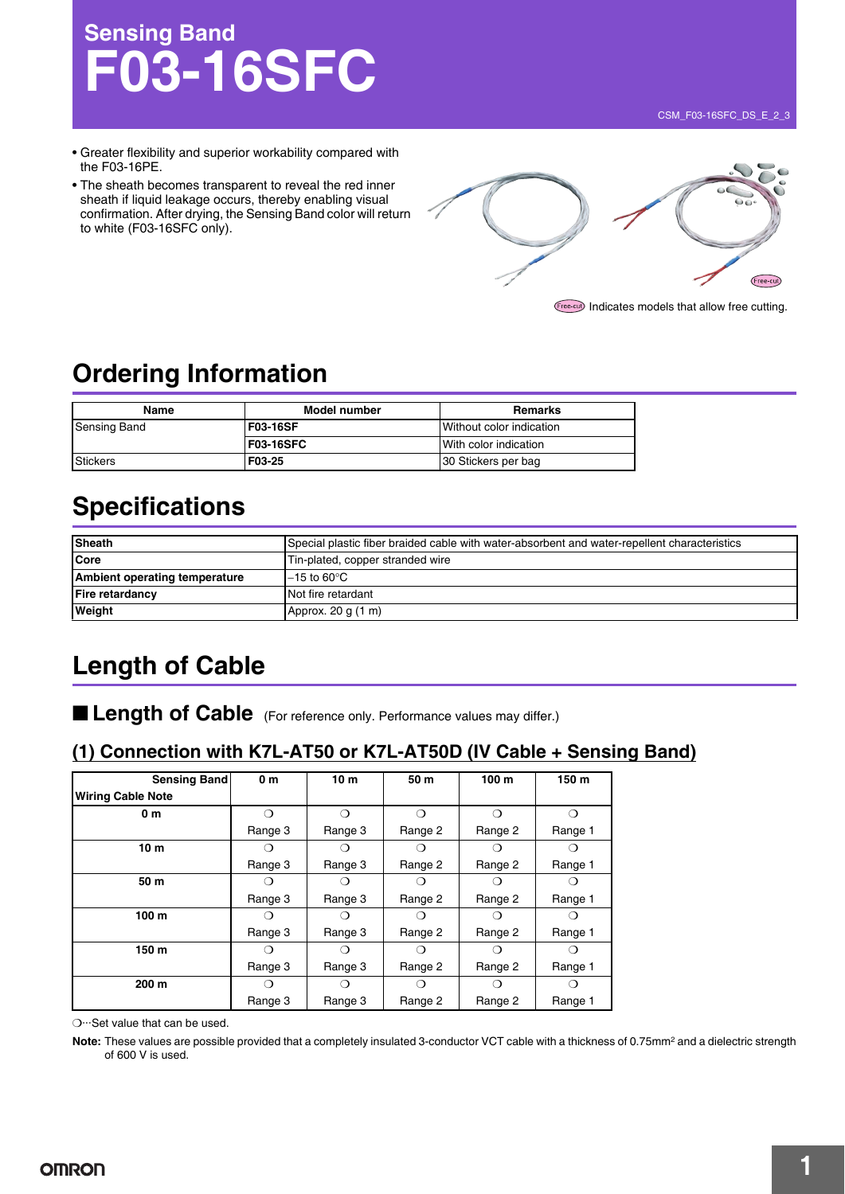# Sensing Band
# F03-16SFC

CSM_F03-16SFC_DS_E_2_3

- Greater flexibility and superior workability compared with the F03-16PE.
- The sheath becomes transparent to reveal the red inner sheath if liquid leakage occurs, thereby enabling visual confirmation. After drying, the Sensing Band color will return to white (F03-16SFC only).

Free-cut Indicates models that allow free cutting.

## Ordering Information

| Name | Model number | Remarks |
|---|---|---|
| Sensing Band | **F03-16SF** | Without color indication |
| | **F03-16SFC** | With color indication |
| Stickers | **F03-25** | 30 Stickers per bag |

## Specifications

| | |
|---|---|
| **Sheath** | Special plastic fiber braided cable with water-absorbent and water-repellent characteristics |
| **Core** | Tin-plated, copper stranded wire |
| **Ambient operating temperature** | −15 to 60°C |
| **Fire retardancy** | Not fire retardant |
| **Weight** | Approx. 20 g (1 m) |

## Length of Cable

### ■ Length of Cable (For reference only. Performance values may differ.)

#### (1) Connection with K7L-AT50 or K7L-AT50D (IV Cable + Sensing Band)

| Sensing Band / Wiring Cable Note | 0 m | 10 m | 50 m | 100 m | 150 m |
|---|---|---|---|---|---|
| **0 m** | ❍ Range 3 | ❍ Range 3 | ❍ Range 2 | ❍ Range 2 | ❍ Range 1 |
| **10 m** | ❍ Range 3 | ❍ Range 3 | ❍ Range 2 | ❍ Range 2 | ❍ Range 1 |
| **50 m** | ❍ Range 3 | ❍ Range 3 | ❍ Range 2 | ❍ Range 2 | ❍ Range 1 |
| **100 m** | ❍ Range 3 | ❍ Range 3 | ❍ Range 2 | ❍ Range 2 | ❍ Range 1 |
| **150 m** | ❍ Range 3 | ❍ Range 3 | ❍ Range 2 | ❍ Range 2 | ❍ Range 1 |
| **200 m** | ❍ Range 3 | ❍ Range 3 | ❍ Range 2 | ❍ Range 2 | ❍ Range 1 |

❍···Set value that can be used.

**Note:** These values are possible provided that a completely insulated 3-conductor VCT cable with a thickness of 0.75mm² and a dielectric strength of 600 V is used.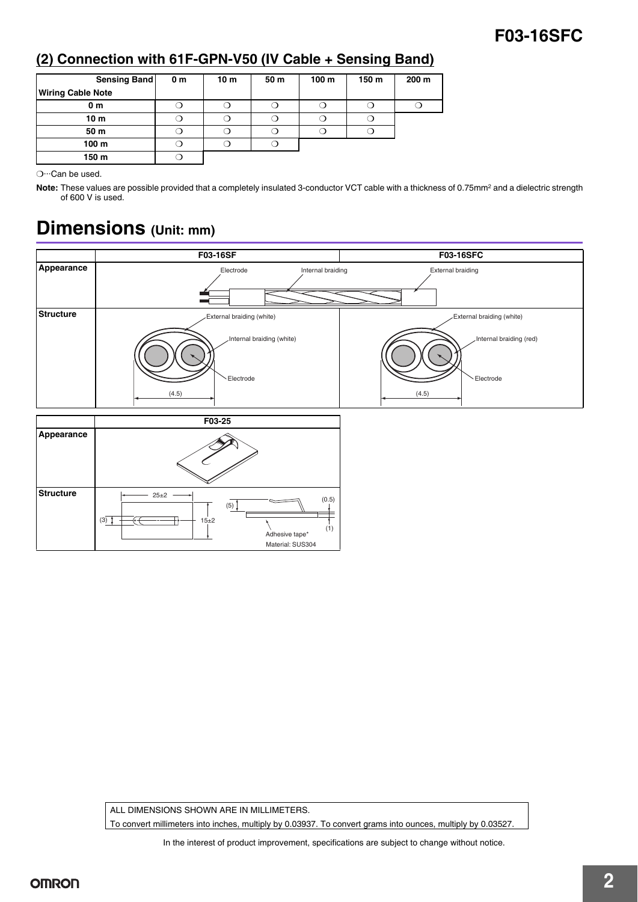## (2) Connection with 61F-GPN-V50 (IV Cable + Sensing Band)

| Sensing Band / Wiring Cable Note | 0 m | 10 m | 50 m | 100 m | 150 m | 200 m |
|---|---|---|---|---|---|---|
| 0 m | ❍ | ❍ | ❍ | ❍ | ❍ | ❍ |
| 10 m | ❍ | ❍ | ❍ | ❍ | ❍ | |
| 50 m | ❍ | ❍ | ❍ | ❍ | ❍ | |
| 100 m | ❍ | ❍ | ❍ | | | |
| 150 m | ❍ | | | | | |

❍···Can be used.

**Note:** These values are possible provided that a completely insulated 3-conductor VCT cable with a thickness of 0.75mm$^2$ and a dielectric strength of 600 V is used.

# Dimensions (Unit: mm)

| | F03-16SF | F03-16SFC |
|---|---|---|
| Appearance | Electrode, Internal braiding | External braiding |
| Structure | External braiding (white), Internal braiding (white), Electrode, (4.5) | External braiding (white), Internal braiding (red), Electrode, (4.5) |

| | F03-25 |
|---|---|
| Appearance | |
| Structure | 25±2, 15±2, (3), (5), (0.5), (1), Adhesive tape*, Material: SUS304 |

ALL DIMENSIONS SHOWN ARE IN MILLIMETERS.
To convert millimeters into inches, multiply by 0.03937. To convert grams into ounces, multiply by 0.03527.

In the interest of product improvement, specifications are subject to change without notice.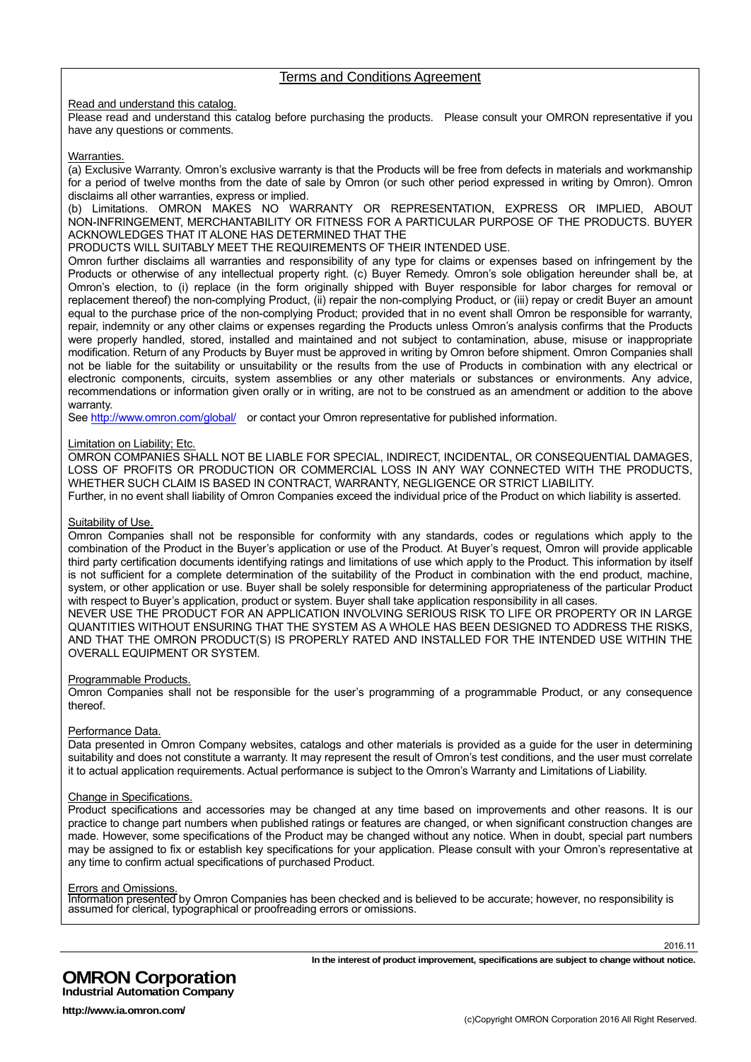## Terms and Conditions Agreement

### Read and understand this catalog.

Please read and understand this catalog before purchasing the products. Please consult your OMRON representative if you have any questions or comments.

### Warranties.

(a) Exclusive Warranty. Omron's exclusive warranty is that the Products will be free from defects in materials and workmanship for a period of twelve months from the date of sale by Omron (or such other period expressed in writing by Omron). Omron disclaims all other warranties, express or implied.

(b) Limitations. OMRON MAKES NO WARRANTY OR REPRESENTATION, EXPRESS OR IMPLIED, ABOUT NON-INFRINGEMENT, MERCHANTABILITY OR FITNESS FOR A PARTICULAR PURPOSE OF THE PRODUCTS. BUYER ACKNOWLEDGES THAT IT ALONE HAS DETERMINED THAT THE PRODUCTS WILL SUITABLY MEET THE REQUIREMENTS OF THEIR INTENDED USE.

Omron further disclaims all warranties and responsibility of any type for claims or expenses based on infringement by the Products or otherwise of any intellectual property right. (c) Buyer Remedy. Omron's sole obligation hereunder shall be, at Omron's election, to (i) replace (in the form originally shipped with Buyer responsible for labor charges for removal or replacement thereof) the non-complying Product, (ii) repair the non-complying Product, or (iii) repay or credit Buyer an amount equal to the purchase price of the non-complying Product; provided that in no event shall Omron be responsible for warranty, repair, indemnity or any other claims or expenses regarding the Products unless Omron's analysis confirms that the Products were properly handled, stored, installed and maintained and not subject to contamination, abuse, misuse or inappropriate modification. Return of any Products by Buyer must be approved in writing by Omron before shipment. Omron Companies shall not be liable for the suitability or unsuitability or the results from the use of Products in combination with any electrical or electronic components, circuits, system assemblies or any other materials or substances or environments. Any advice, recommendations or information given orally or in writing, are not to be construed as an amendment or addition to the above warranty.

See http://www.omron.com/global/ or contact your Omron representative for published information.

### Limitation on Liability; Etc.

OMRON COMPANIES SHALL NOT BE LIABLE FOR SPECIAL, INDIRECT, INCIDENTAL, OR CONSEQUENTIAL DAMAGES, LOSS OF PROFITS OR PRODUCTION OR COMMERCIAL LOSS IN ANY WAY CONNECTED WITH THE PRODUCTS, WHETHER SUCH CLAIM IS BASED IN CONTRACT, WARRANTY, NEGLIGENCE OR STRICT LIABILITY.

Further, in no event shall liability of Omron Companies exceed the individual price of the Product on which liability is asserted.

### Suitability of Use.

Omron Companies shall not be responsible for conformity with any standards, codes or regulations which apply to the combination of the Product in the Buyer's application or use of the Product. At Buyer's request, Omron will provide applicable third party certification documents identifying ratings and limitations of use which apply to the Product. This information by itself is not sufficient for a complete determination of the suitability of the Product in combination with the end product, machine, system, or other application or use. Buyer shall be solely responsible for determining appropriateness of the particular Product with respect to Buyer's application, product or system. Buyer shall take application responsibility in all cases.

NEVER USE THE PRODUCT FOR AN APPLICATION INVOLVING SERIOUS RISK TO LIFE OR PROPERTY OR IN LARGE QUANTITIES WITHOUT ENSURING THAT THE SYSTEM AS A WHOLE HAS BEEN DESIGNED TO ADDRESS THE RISKS, AND THAT THE OMRON PRODUCT(S) IS PROPERLY RATED AND INSTALLED FOR THE INTENDED USE WITHIN THE OVERALL EQUIPMENT OR SYSTEM.

### Programmable Products.

Omron Companies shall not be responsible for the user's programming of a programmable Product, or any consequence thereof.

### Performance Data.

Data presented in Omron Company websites, catalogs and other materials is provided as a guide for the user in determining suitability and does not constitute a warranty. It may represent the result of Omron's test conditions, and the user must correlate it to actual application requirements. Actual performance is subject to the Omron's Warranty and Limitations of Liability.

### Change in Specifications.

Product specifications and accessories may be changed at any time based on improvements and other reasons. It is our practice to change part numbers when published ratings or features are changed, or when significant construction changes are made. However, some specifications of the Product may be changed without any notice. When in doubt, special part numbers may be assigned to fix or establish key specifications for your application. Please consult with your Omron's representative at any time to confirm actual specifications of purchased Product.

### Errors and Omissions.

Information presented by Omron Companies has been checked and is believed to be accurate; however, no responsibility is assumed for clerical, typographical or proofreading errors or omissions.

2016.11

**In the interest of product improvement, specifications are subject to change without notice.**

**OMRON Corporation**
**Industrial Automation Company**

**http://www.ia.omron.com/**

(c)Copyright OMRON Corporation 2016 All Right Reserved.